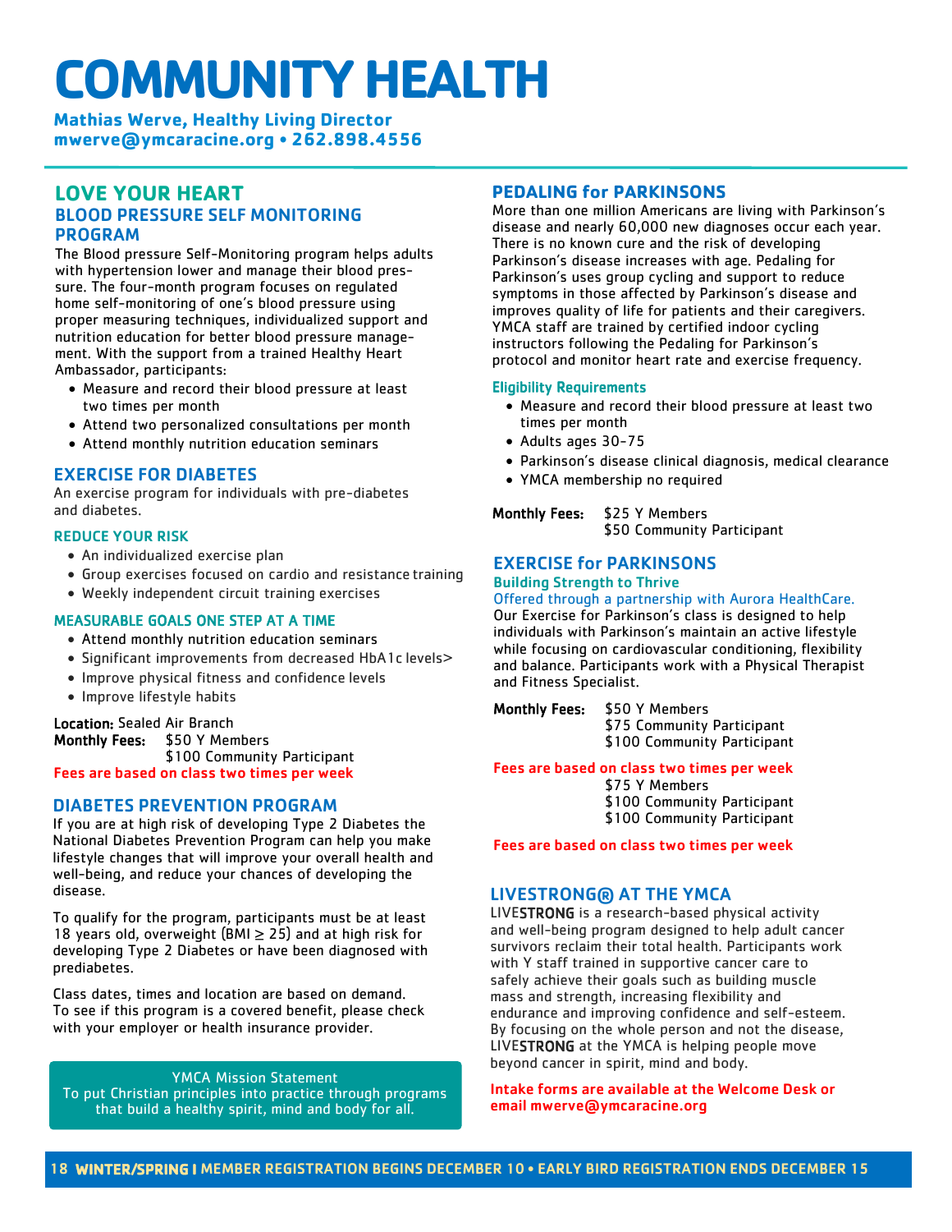# COMMUNITY HEALTH

**Mathias Werve, Healthy Living Director**
**mwerve@ymcaracine.org • 262.898.4556**

## LOVE YOUR HEART

### BLOOD PRESSURE SELF MONITORING PROGRAM

The Blood pressure Self-Monitoring program helps adults with hypertension lower and manage their blood pressure. The four-month program focuses on regulated home self-monitoring of one's blood pressure using proper measuring techniques, individualized support and nutrition education for better blood pressure management. With the support from a trained Healthy Heart Ambassador, participants:

- Measure and record their blood pressure at least two times per month
- Attend two personalized consultations per month
- Attend monthly nutrition education seminars

## EXERCISE FOR DIABETES

An exercise program for individuals with pre-diabetes and diabetes.

### REDUCE YOUR RISK

- An individualized exercise plan
- Group exercises focused on cardio and resistance training
- Weekly independent circuit training exercises

### MEASURABLE GOALS ONE STEP AT A TIME

- Attend monthly nutrition education seminars
- Significant improvements from decreased HbA1c levels>
- Improve physical fitness and confidence levels
- Improve lifestyle habits

**Location:** Sealed Air Branch
**Monthly Fees:** $50 Y Members
$100 Community Participant

**Fees are based on class two times per week**

## DIABETES PREVENTION PROGRAM

If you are at high risk of developing Type 2 Diabetes the National Diabetes Prevention Program can help you make lifestyle changes that will improve your overall health and well-being, and reduce your chances of developing the disease.

To qualify for the program, participants must be at least 18 years old, overweight (BMI ≥ 25) and at high risk for developing Type 2 Diabetes or have been diagnosed with prediabetes.

Class dates, times and location are based on demand. To see if this program is a covered benefit, please check with your employer or health insurance provider.

YMCA Mission Statement
To put Christian principles into practice through programs that build a healthy spirit, mind and body for all.

## PEDALING for PARKINSONS

More than one million Americans are living with Parkinson's disease and nearly 60,000 new diagnoses occur each year. There is no known cure and the risk of developing Parkinson's disease increases with age. Pedaling for Parkinson's uses group cycling and support to reduce symptoms in those affected by Parkinson's disease and improves quality of life for patients and their caregivers. YMCA staff are trained by certified indoor cycling instructors following the Pedaling for Parkinson's protocol and monitor heart rate and exercise frequency.

### Eligibility Requirements

- Measure and record their blood pressure at least two times per month
- Adults ages 30-75
- Parkinson's disease clinical diagnosis, medical clearance
- YMCA membership no required

**Monthly Fees:** $25 Y Members
$50 Community Participant

## EXERCISE for PARKINSONS

### Building Strength to Thrive

Offered through a partnership with Aurora HealthCare.

Our Exercise for Parkinson's class is designed to help individuals with Parkinson's maintain an active lifestyle while focusing on cardiovascular conditioning, flexibility and balance. Participants work with a Physical Therapist and Fitness Specialist.

**Monthly Fees:** $50 Y Members
$75 Community Participant
$100 Community Participant

**Fees are based on class two times per week**
$75 Y Members
$100 Community Participant
$100 Community Participant

**Fees are based on class two times per week**

## LIVESTRONG® AT THE YMCA

LIVESTRONG is a research-based physical activity and well-being program designed to help adult cancer survivors reclaim their total health. Participants work with Y staff trained in supportive cancer care to safely achieve their goals such as building muscle mass and strength, increasing flexibility and endurance and improving confidence and self-esteem. By focusing on the whole person and not the disease, LIVESTRONG at the YMCA is helping people move beyond cancer in spirit, mind and body.

**Intake forms are available at the Welcome Desk or email mwerve@ymcaracine.org**

WINTER/SPRING I MEMBER REGISTRATION BEGINS DECEMBER 10 • EARLY BIRD REGISTRATION ENDS DECEMBER 15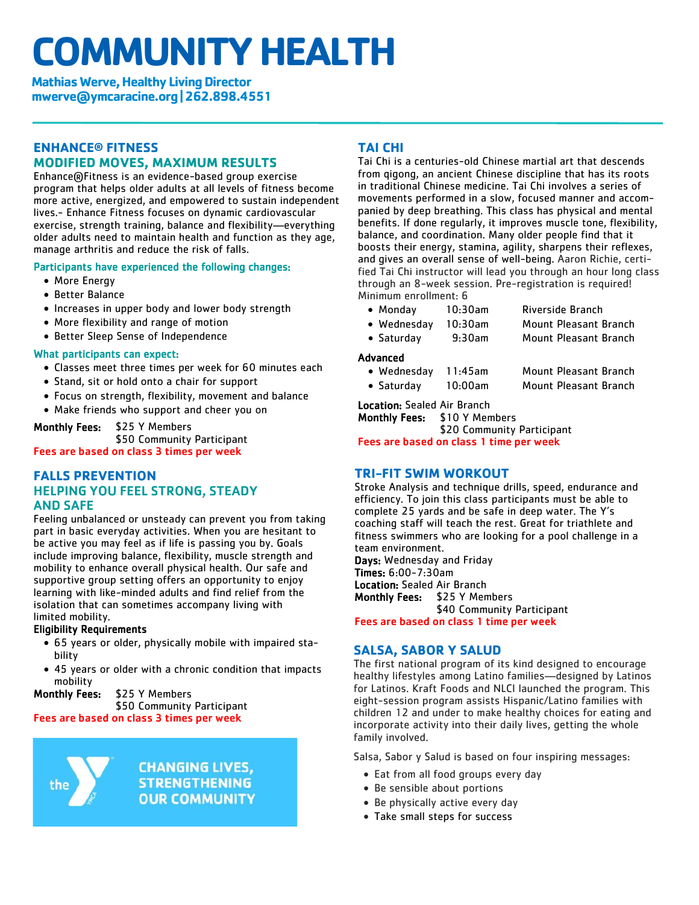# COMMUNITY HEALTH

**Mathias Werve, Healthy Living Director**
**mwerve@ymcaracine.org | 262.898.4551**

## ENHANCE® FITNESS
### MODIFIED MOVES, MAXIMUM RESULTS

Enhance®Fitness is an evidence-based group exercise program that helps older adults at all levels of fitness become more active, energized, and empowered to sustain independent lives.- Enhance Fitness focuses on dynamic cardiovascular exercise, strength training, balance and flexibility—everything older adults need to maintain health and function as they age, manage arthritis and reduce the risk of falls.

**Participants have experienced the following changes:**

- More Energy
- Better Balance
- Increases in upper body and lower body strength
- More flexibility and range of motion
- Better Sleep Sense of Independence

**What participants can expect:**

- Classes meet three times per week for 60 minutes each
- Stand, sit or hold onto a chair for support
- Focus on strength, flexibility, movement and balance
- Make friends who support and cheer you on

**Monthly Fees:** $25 Y Members
$50 Community Participant

**Fees are based on class 3 times per week**

## FALLS PREVENTION
### HELPING YOU FEEL STRONG, STEADY AND SAFE

Feeling unbalanced or unsteady can prevent you from taking part in basic everyday activities. When you are hesitant to be active you may feel as if life is passing you by. Goals include improving balance, flexibility, muscle strength and mobility to enhance overall physical health. Our safe and supportive group setting offers an opportunity to enjoy learning with like-minded adults and find relief from the isolation that can sometimes accompany living with limited mobility.

**Eligibility Requirements**

- 65 years or older, physically mobile with impaired stability
- 45 years or older with a chronic condition that impacts mobility

**Monthly Fees:** $25 Y Members
$50 Community Participant

**Fees are based on class 3 times per week**

CHANGING LIVES, STRENGTHENING OUR COMMUNITY

## TAI CHI

Tai Chi is a centuries-old Chinese martial art that descends from qigong, an ancient Chinese discipline that has its roots in traditional Chinese medicine. Tai Chi involves a series of movements performed in a slow, focused manner and accompanied by deep breathing. This class has physical and mental benefits. If done regularly, it improves muscle tone, flexibility, balance, and coordination. Many older people find that it boosts their energy, stamina, agility, sharpens their reflexes, and gives an overall sense of well-being. Aaron Richie, certified Tai Chi instructor will lead you through an hour long class through an 8-week session. Pre-registration is required! Minimum enrollment: 6

- Monday 10:30am Riverside Branch
- Wednesday 10:30am Mount Pleasant Branch
- Saturday 9:30am Mount Pleasant Branch

**Advanced**

- Wednesday 11:45am Mount Pleasant Branch
- Saturday 10:00am Mount Pleasant Branch

**Location:** Sealed Air Branch
**Monthly Fees:** $10 Y Members
$20 Community Participant

**Fees are based on class 1 time per week**

## TRI-FIT SWIM WORKOUT

Stroke Analysis and technique drills, speed, endurance and efficiency. To join this class participants must be able to complete 25 yards and be safe in deep water. The Y's coaching staff will teach the rest. Great for triathlete and fitness swimmers who are looking for a pool challenge in a team environment.

**Days:** Wednesday and Friday
**Times:** 6:00-7:30am
**Location:** Sealed Air Branch
**Monthly Fees:** $25 Y Members
$40 Community Participant

**Fees are based on class 1 time per week**

## SALSA, SABOR Y SALUD

The first national program of its kind designed to encourage healthy lifestyles among Latino families—designed by Latinos for Latinos. Kraft Foods and NLCI launched the program. This eight-session program assists Hispanic/Latino families with children 12 and under to make healthy choices for eating and incorporate activity into their daily lives, getting the whole family involved.

Salsa, Sabor y Salud is based on four inspiring messages:

- Eat from all food groups every day
- Be sensible about portions
- Be physically active every day
- Take small steps for success